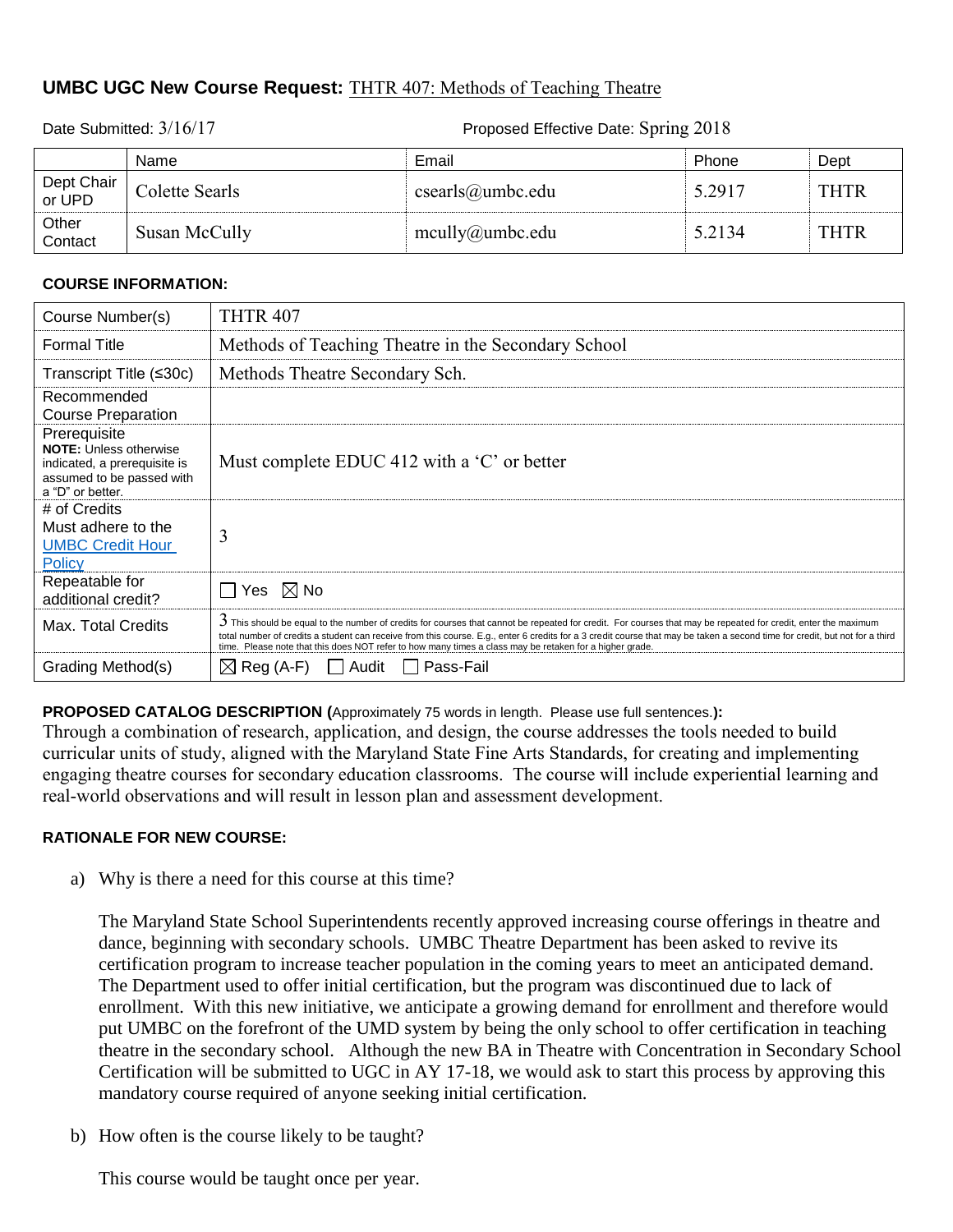## UMBC UGC New Course Request: THTR 407: Methods of Teaching Theatre

Date Submitted: 3/16/17 Proposed Effective Date: Spring 2018

| | Name | Email | Phone | Dept |
|---|---|---|---|---|
| Dept Chair or UPD | Colette Searls | csearls@umbc.edu | 5.2917 | THTR |
| Other Contact | Susan McCully | mcully@umbc.edu | 5.2134 | THTR |

**COURSE INFORMATION:**

| | |
|---|---|
| Course Number(s) | THTR 407 |
| Formal Title | Methods of Teaching Theatre in the Secondary School |
| Transcript Title (≤30c) | Methods Theatre Secondary Sch. |
| Recommended Course Preparation | |
| Prerequisite **NOTE:** Unless otherwise indicated, a prerequisite is assumed to be passed with a "D" or better. | Must complete EDUC 412 with a 'C' or better |
| # of Credits Must adhere to the UMBC Credit Hour Policy | 3 |
| Repeatable for additional credit? | ☐ Yes ☒ No |
| Max. Total Credits | 3 This should be equal to the number of credits for courses that cannot be repeated for credit. For courses that may be repeated for credit, enter the maximum total number of credits a student can receive from this course. E.g., enter 6 credits for a 3 credit course that may be taken a second time for credit, but not for a third time. Please note that this does NOT refer to how many times a class may be retaken for a higher grade. |
| Grading Method(s) | ☒ Reg (A-F) ☐ Audit ☐ Pass-Fail |

**PROPOSED CATALOG DESCRIPTION (**Approximately 75 words in length. Please use full sentences.**):**

Through a combination of research, application, and design, the course addresses the tools needed to build curricular units of study, aligned with the Maryland State Fine Arts Standards, for creating and implementing engaging theatre courses for secondary education classrooms. The course will include experiential learning and real-world observations and will result in lesson plan and assessment development.

**RATIONALE FOR NEW COURSE:**

a) Why is there a need for this course at this time?

The Maryland State School Superintendents recently approved increasing course offerings in theatre and dance, beginning with secondary schools. UMBC Theatre Department has been asked to revive its certification program to increase teacher population in the coming years to meet an anticipated demand. The Department used to offer initial certification, but the program was discontinued due to lack of enrollment. With this new initiative, we anticipate a growing demand for enrollment and therefore would put UMBC on the forefront of the UMD system by being the only school to offer certification in teaching theatre in the secondary school. Although the new BA in Theatre with Concentration in Secondary School Certification will be submitted to UGC in AY 17-18, we would ask to start this process by approving this mandatory course required of anyone seeking initial certification.

b) How often is the course likely to be taught?

This course would be taught once per year.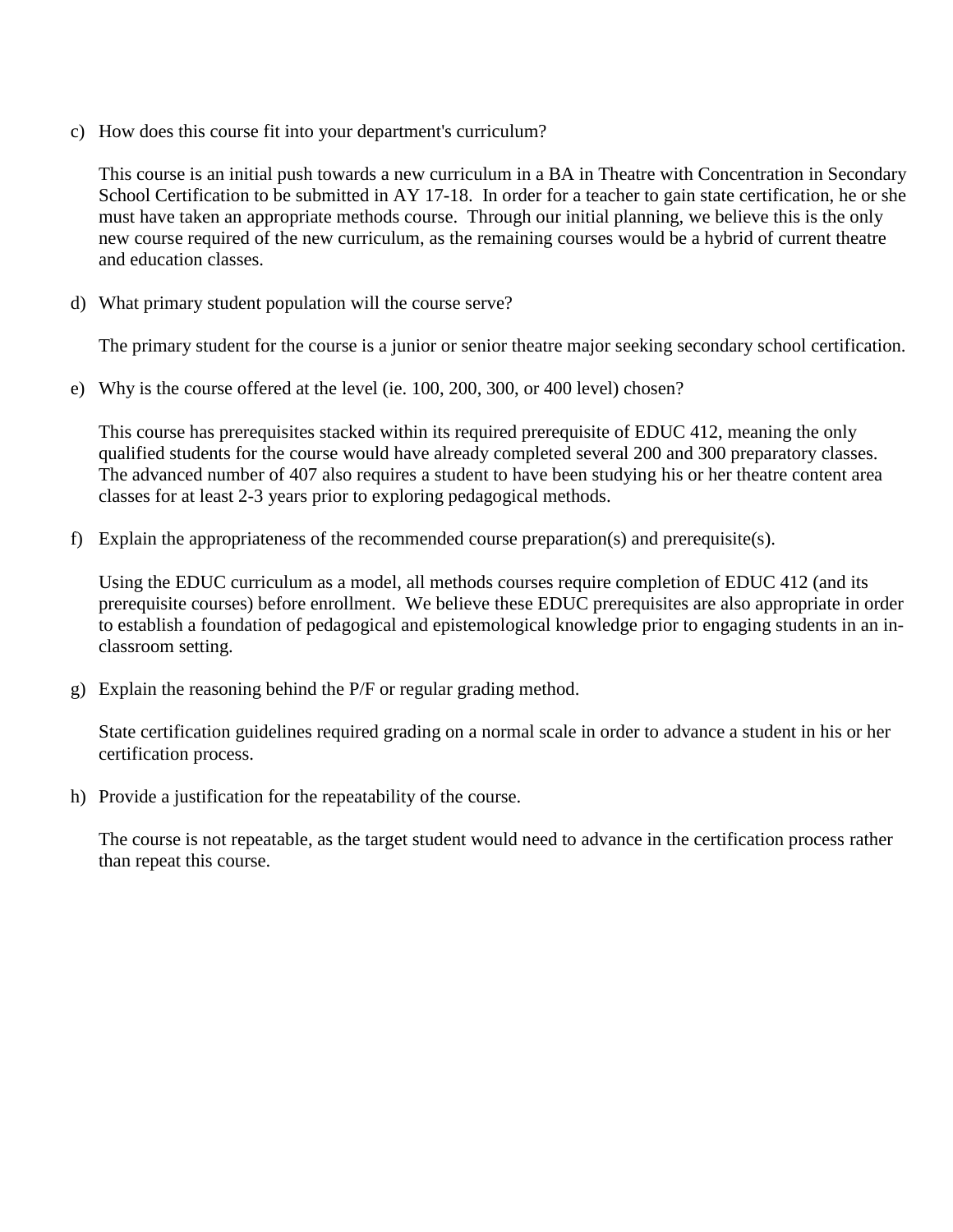c) How does this course fit into your department's curriculum?

   This course is an initial push towards a new curriculum in a BA in Theatre with Concentration in Secondary School Certification to be submitted in AY 17-18. In order for a teacher to gain state certification, he or she must have taken an appropriate methods course. Through our initial planning, we believe this is the only new course required of the new curriculum, as the remaining courses would be a hybrid of current theatre and education classes.

d) What primary student population will the course serve?

   The primary student for the course is a junior or senior theatre major seeking secondary school certification.

e) Why is the course offered at the level (ie. 100, 200, 300, or 400 level) chosen?

   This course has prerequisites stacked within its required prerequisite of EDUC 412, meaning the only qualified students for the course would have already completed several 200 and 300 preparatory classes. The advanced number of 407 also requires a student to have been studying his or her theatre content area classes for at least 2-3 years prior to exploring pedagogical methods.

f) Explain the appropriateness of the recommended course preparation(s) and prerequisite(s).

   Using the EDUC curriculum as a model, all methods courses require completion of EDUC 412 (and its prerequisite courses) before enrollment. We believe these EDUC prerequisites are also appropriate in order to establish a foundation of pedagogical and epistemological knowledge prior to engaging students in an in-classroom setting.

g) Explain the reasoning behind the P/F or regular grading method.

   State certification guidelines required grading on a normal scale in order to advance a student in his or her certification process.

h) Provide a justification for the repeatability of the course.

   The course is not repeatable, as the target student would need to advance in the certification process rather than repeat this course.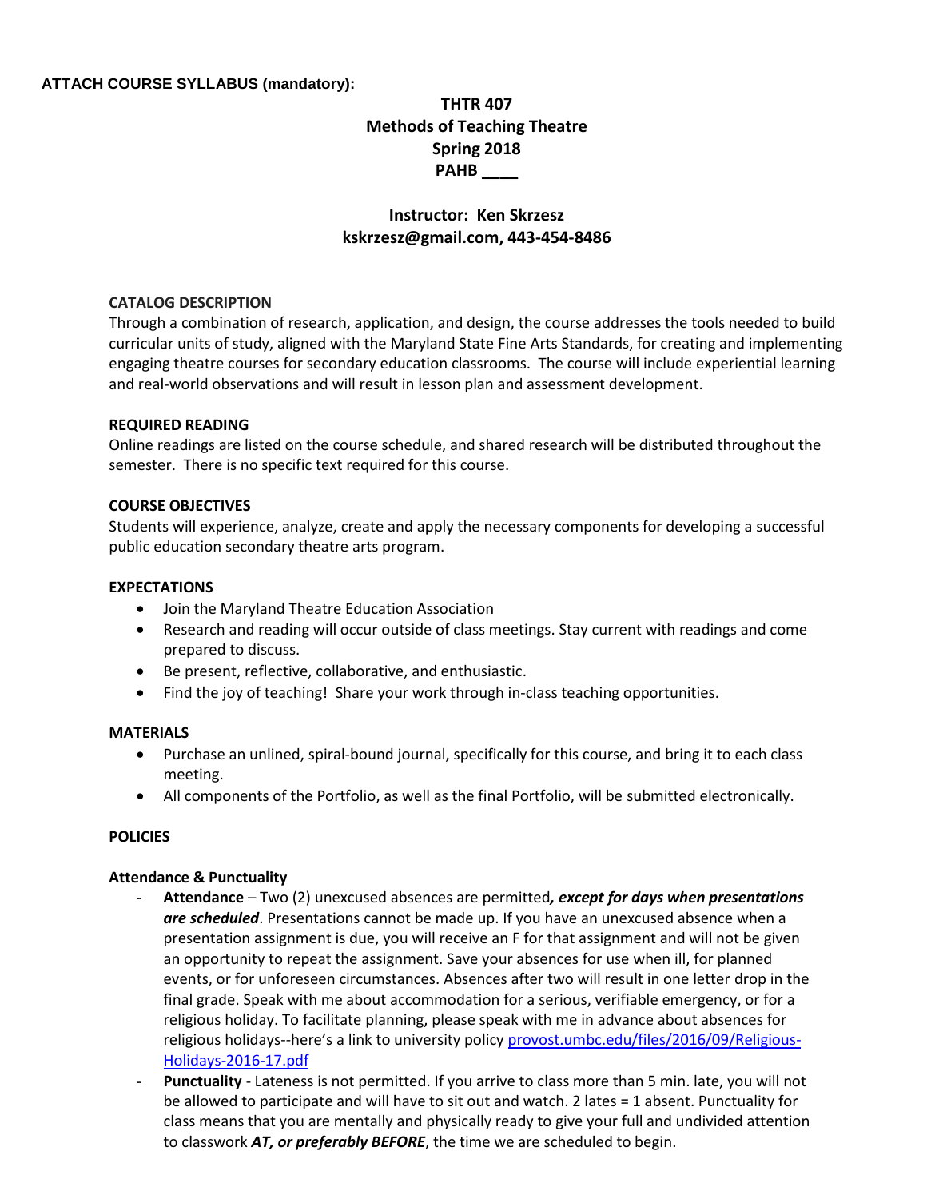**ATTACH COURSE SYLLABUS (mandatory):**

# THTR 407
# Methods of Teaching Theatre
# Spring 2018
# PAHB ____

## Instructor: Ken Skrzesz
## kskrzesz@gmail.com, 443-454-8486

**CATALOG DESCRIPTION**

Through a combination of research, application, and design, the course addresses the tools needed to build curricular units of study, aligned with the Maryland State Fine Arts Standards, for creating and implementing engaging theatre courses for secondary education classrooms. The course will include experiential learning and real-world observations and will result in lesson plan and assessment development.

**REQUIRED READING**

Online readings are listed on the course schedule, and shared research will be distributed throughout the semester. There is no specific text required for this course.

**COURSE OBJECTIVES**

Students will experience, analyze, create and apply the necessary components for developing a successful public education secondary theatre arts program.

**EXPECTATIONS**

- Join the Maryland Theatre Education Association
- Research and reading will occur outside of class meetings. Stay current with readings and come prepared to discuss.
- Be present, reflective, collaborative, and enthusiastic.
- Find the joy of teaching! Share your work through in-class teaching opportunities.

**MATERIALS**

- Purchase an unlined, spiral-bound journal, specifically for this course, and bring it to each class meeting.
- All components of the Portfolio, as well as the final Portfolio, will be submitted electronically.

**POLICIES**

**Attendance & Punctuality**

- **Attendance** – Two (2) unexcused absences are permitted***, except for days when presentations are scheduled***. Presentations cannot be made up. If you have an unexcused absence when a presentation assignment is due, you will receive an F for that assignment and will not be given an opportunity to repeat the assignment. Save your absences for use when ill, for planned events, or for unforeseen circumstances. Absences after two will result in one letter drop in the final grade. Speak with me about accommodation for a serious, verifiable emergency, or for a religious holiday. To facilitate planning, please speak with me in advance about absences for religious holidays--here's a link to university policy provost.umbc.edu/files/2016/09/Religious-Holidays-2016-17.pdf
- **Punctuality** - Lateness is not permitted. If you arrive to class more than 5 min. late, you will not be allowed to participate and will have to sit out and watch. 2 lates = 1 absent. Punctuality for class means that you are mentally and physically ready to give your full and undivided attention to classwork ***AT, or preferably BEFORE***, the time we are scheduled to begin.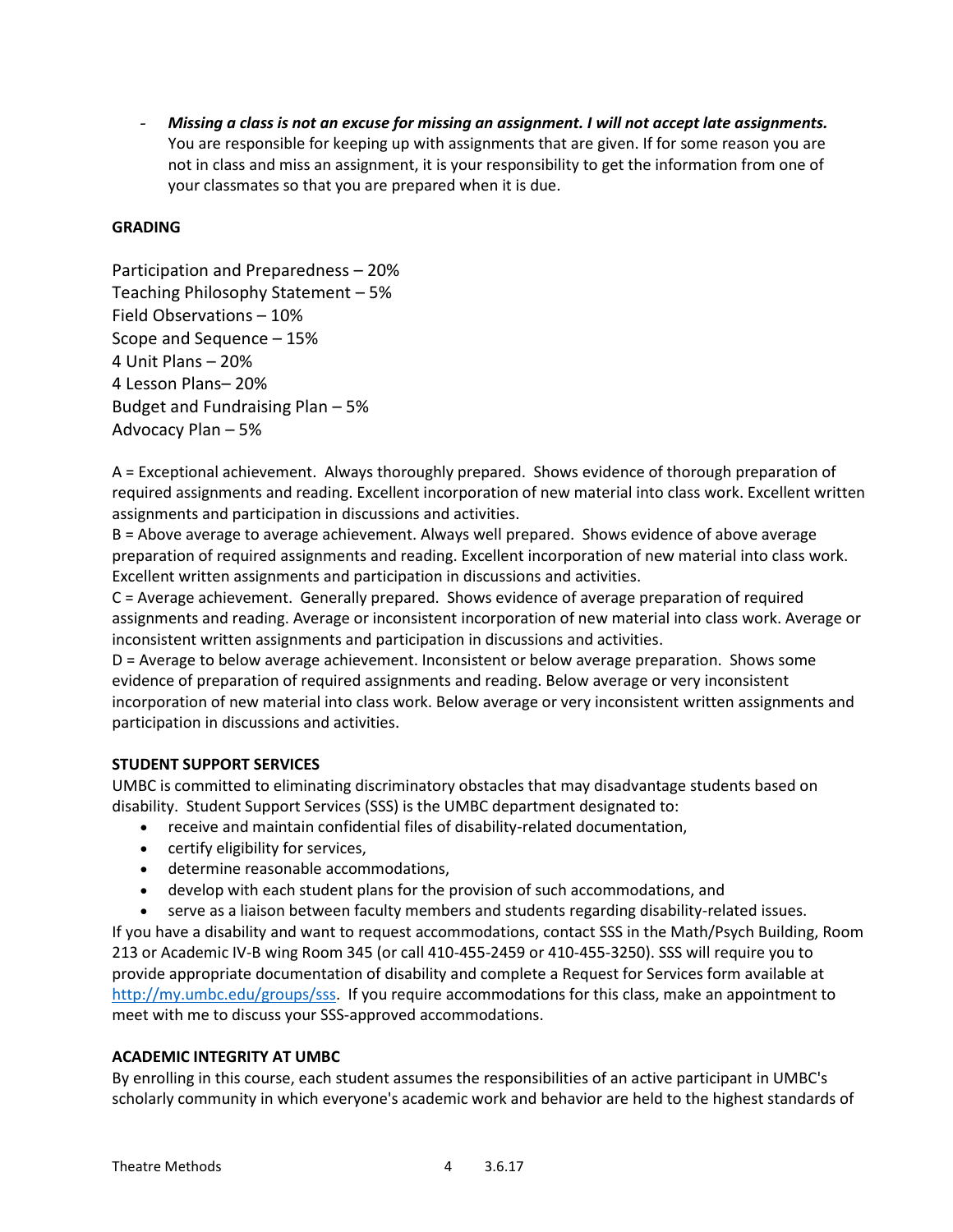- ***Missing a class is not an excuse for missing an assignment. I will not accept late assignments.*** You are responsible for keeping up with assignments that are given. If for some reason you are not in class and miss an assignment, it is your responsibility to get the information from one of your classmates so that you are prepared when it is due.

**GRADING**

Participation and Preparedness – 20%
Teaching Philosophy Statement – 5%
Field Observations – 10%
Scope and Sequence – 15%
4 Unit Plans – 20%
4 Lesson Plans– 20%
Budget and Fundraising Plan – 5%
Advocacy Plan – 5%

A = Exceptional achievement. Always thoroughly prepared. Shows evidence of thorough preparation of required assignments and reading. Excellent incorporation of new material into class work. Excellent written assignments and participation in discussions and activities.
B = Above average to average achievement. Always well prepared. Shows evidence of above average preparation of required assignments and reading. Excellent incorporation of new material into class work. Excellent written assignments and participation in discussions and activities.
C = Average achievement. Generally prepared. Shows evidence of average preparation of required assignments and reading. Average or inconsistent incorporation of new material into class work. Average or inconsistent written assignments and participation in discussions and activities.
D = Average to below average achievement. Inconsistent or below average preparation. Shows some evidence of preparation of required assignments and reading. Below average or very inconsistent incorporation of new material into class work. Below average or very inconsistent written assignments and participation in discussions and activities.

**STUDENT SUPPORT SERVICES**

UMBC is committed to eliminating discriminatory obstacles that may disadvantage students based on disability. Student Support Services (SSS) is the UMBC department designated to:

- receive and maintain confidential files of disability-related documentation,
- certify eligibility for services,
- determine reasonable accommodations,
- develop with each student plans for the provision of such accommodations, and
- serve as a liaison between faculty members and students regarding disability-related issues.

If you have a disability and want to request accommodations, contact SSS in the Math/Psych Building, Room 213 or Academic IV-B wing Room 345 (or call 410-455-2459 or 410-455-3250). SSS will require you to provide appropriate documentation of disability and complete a Request for Services form available at http://my.umbc.edu/groups/sss. If you require accommodations for this class, make an appointment to meet with me to discuss your SSS-approved accommodations.

**ACADEMIC INTEGRITY AT UMBC**

By enrolling in this course, each student assumes the responsibilities of an active participant in UMBC's scholarly community in which everyone's academic work and behavior are held to the highest standards of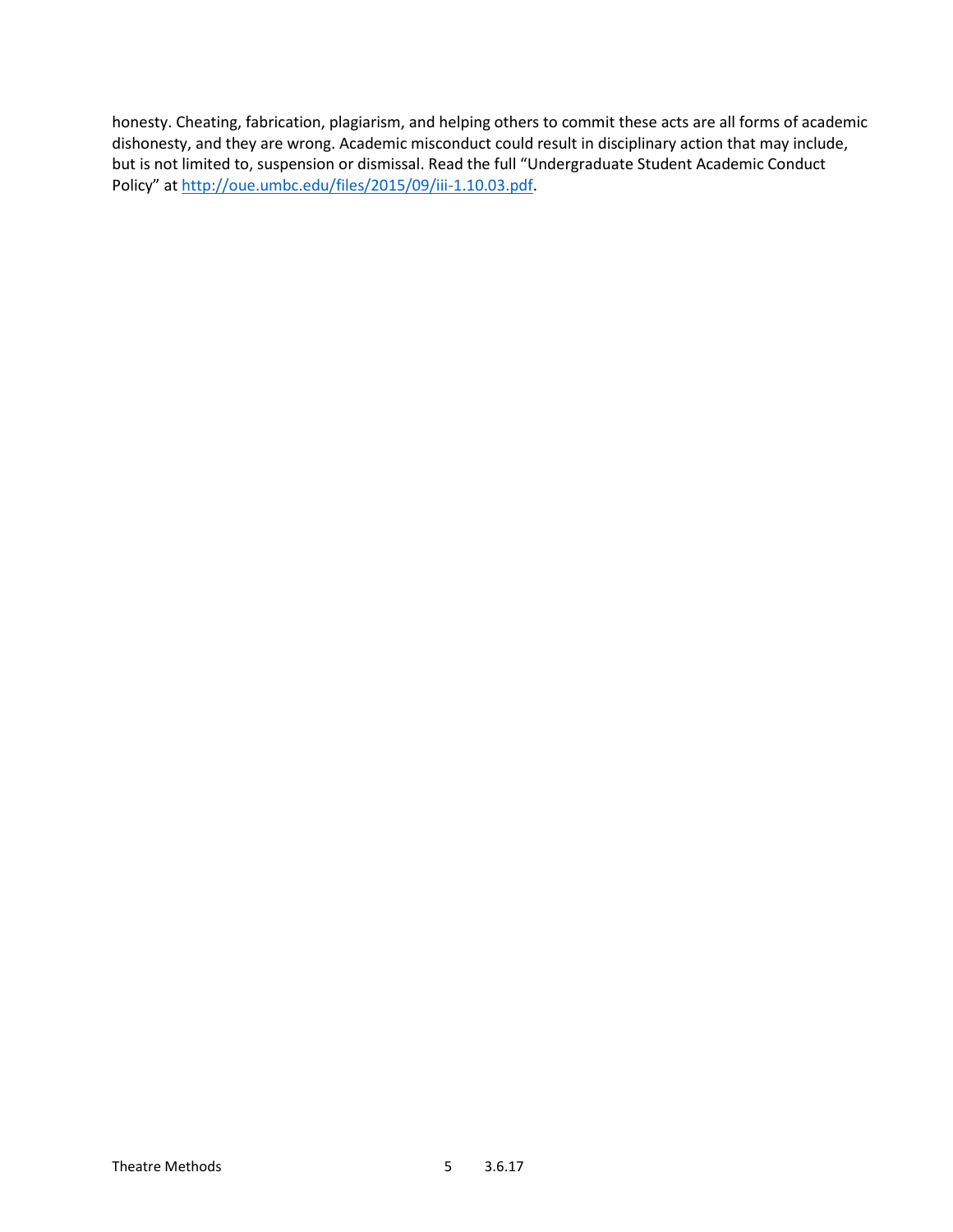honesty. Cheating, fabrication, plagiarism, and helping others to commit these acts are all forms of academic dishonesty, and they are wrong. Academic misconduct could result in disciplinary action that may include, but is not limited to, suspension or dismissal. Read the full "Undergraduate Student Academic Conduct Policy" at [http://oue.umbc.edu/files/2015/09/iii-1.10.03.pdf](http://oue.umbc.edu/files/2015/09/iii-1.10.03.pdf).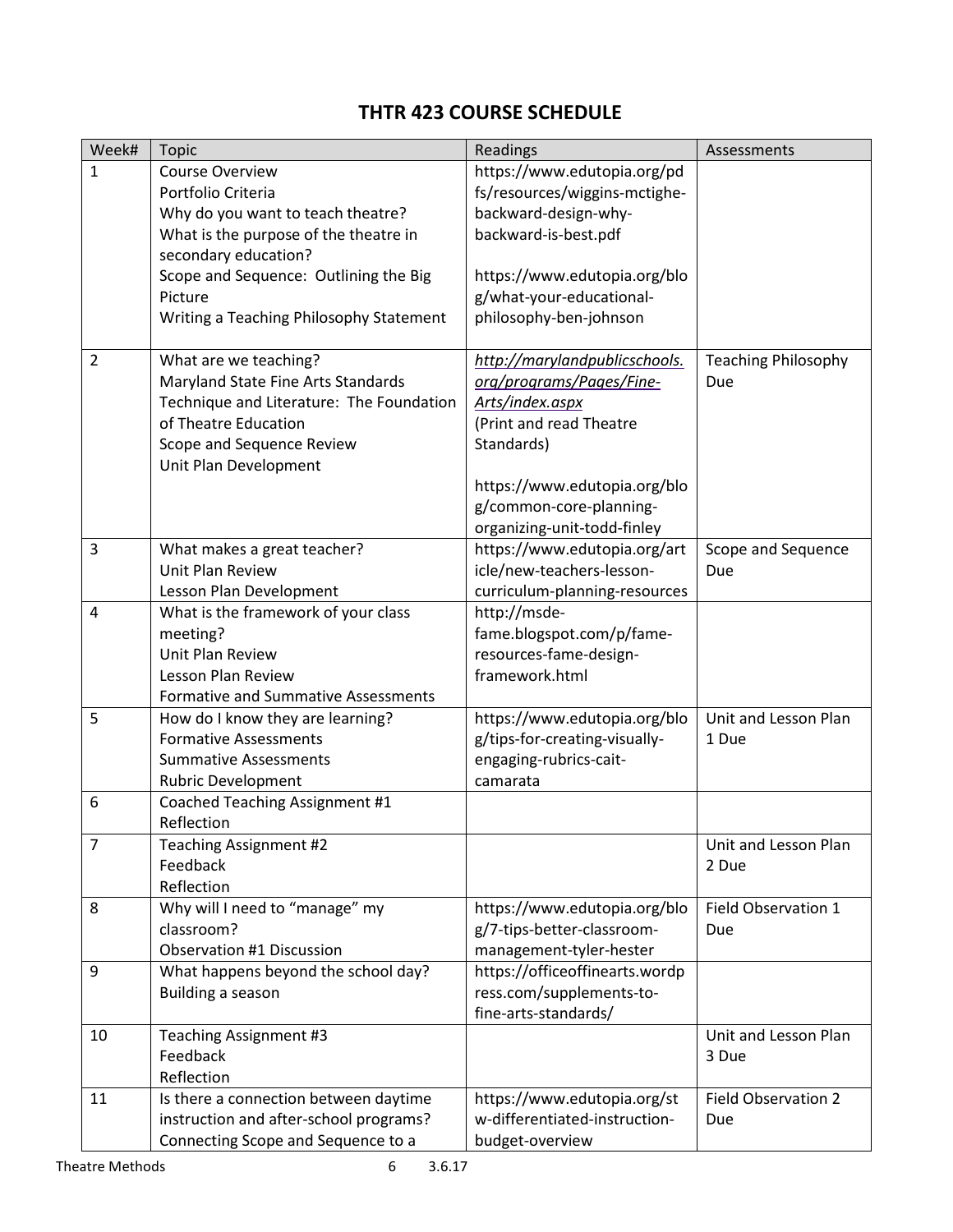# THTR 423 COURSE SCHEDULE

| Week# | Topic | Readings | Assessments |
|---|---|---|---|
| 1 | Course Overview<br>Portfolio Criteria<br>Why do you want to teach theatre?<br>What is the purpose of the theatre in secondary education?<br>Scope and Sequence: Outlining the Big Picture<br>Writing a Teaching Philosophy Statement | https://www.edutopia.org/pdfs/resources/wiggins-mctighe-backward-design-why-backward-is-best.pdf<br><br>https://www.edutopia.org/blog/what-your-educational-philosophy-ben-johnson | |
| 2 | What are we teaching?<br>Maryland State Fine Arts Standards<br>Technique and Literature: The Foundation of Theatre Education<br>Scope and Sequence Review<br>Unit Plan Development | *http://marylandpublicschools.org/programs/Pages/Fine-Arts/index.aspx*<br>(Print and read Theatre Standards)<br><br>https://www.edutopia.org/blog/common-core-planning-organizing-unit-todd-finley | Teaching Philosophy Due |
| 3 | What makes a great teacher?<br>Unit Plan Review<br>Lesson Plan Development | https://www.edutopia.org/article/new-teachers-lesson-curriculum-planning-resources | Scope and Sequence Due |
| 4 | What is the framework of your class meeting?<br>Unit Plan Review<br>Lesson Plan Review<br>Formative and Summative Assessments | http://msde-fame.blogspot.com/p/fame-resources-fame-design-framework.html | |
| 5 | How do I know they are learning?<br>Formative Assessments<br>Summative Assessments<br>Rubric Development | https://www.edutopia.org/blog/tips-for-creating-visually-engaging-rubrics-cait-camarata | Unit and Lesson Plan 1 Due |
| 6 | Coached Teaching Assignment #1<br>Reflection | | |
| 7 | Teaching Assignment #2<br>Feedback<br>Reflection | | Unit and Lesson Plan 2 Due |
| 8 | Why will I need to "manage" my classroom?<br>Observation #1 Discussion | https://www.edutopia.org/blog/7-tips-better-classroom-management-tyler-hester | Field Observation 1 Due |
| 9 | What happens beyond the school day?<br>Building a season | https://officeoffinearts.wordpress.com/supplements-to-fine-arts-standards/ | |
| 10 | Teaching Assignment #3<br>Feedback<br>Reflection | | Unit and Lesson Plan 3 Due |
| 11 | Is there a connection between daytime instruction and after-school programs?<br>Connecting Scope and Sequence to a | https://www.edutopia.org/stw-differentiated-instruction-budget-overview | Field Observation 2 Due |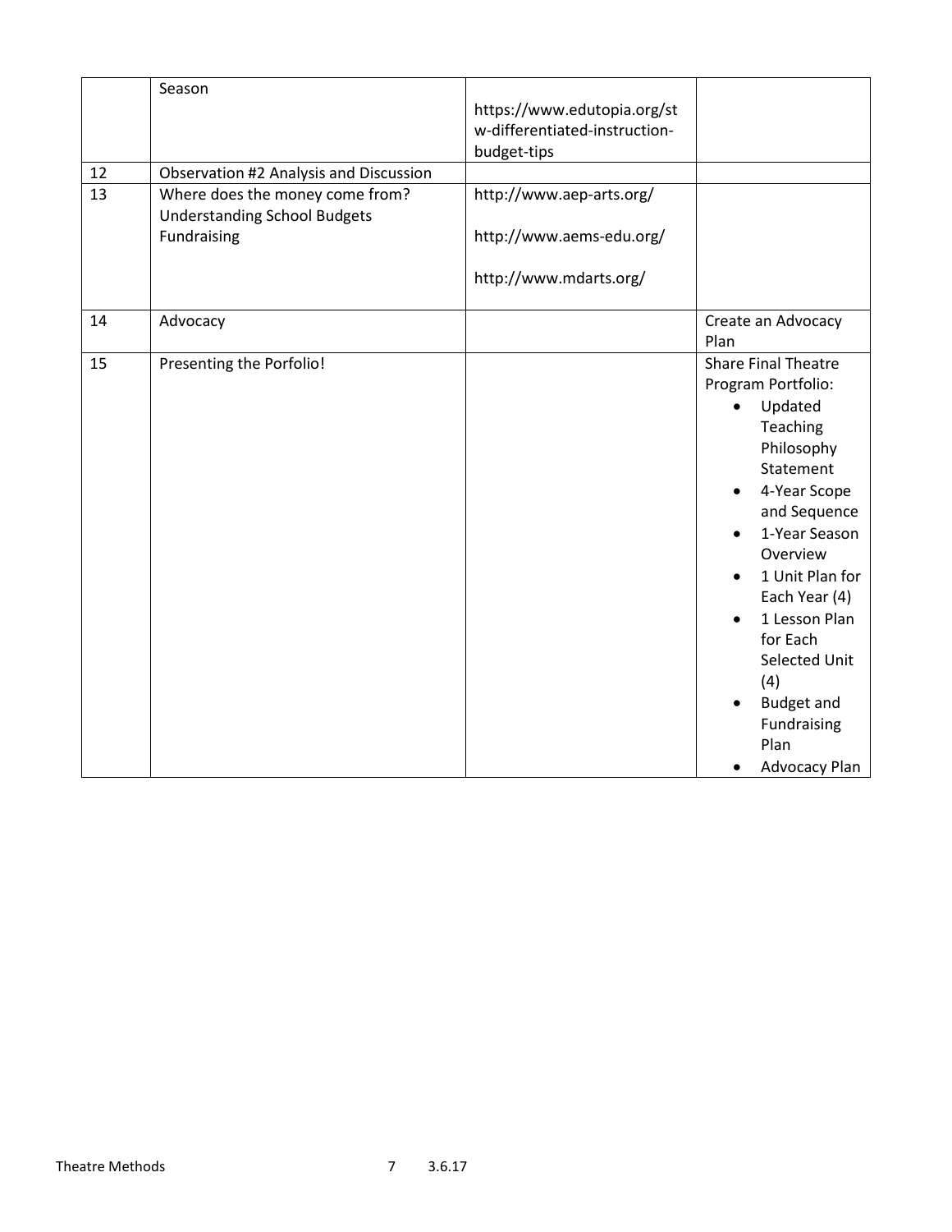| | | | |
|---|---|---|---|
| | Season | https://www.edutopia.org/stw-differentiated-instruction-budget-tips | |
| 12 | Observation #2 Analysis and Discussion | | |
| 13 | Where does the money come from?<br>Understanding School Budgets<br>Fundraising | http://www.aep-arts.org/<br><br>http://www.aems-edu.org/<br><br>http://www.mdarts.org/ | |
| 14 | Advocacy | | Create an Advocacy Plan |
| 15 | Presenting the Porfolio! | | Share Final Theatre Program Portfolio:<br>• Updated Teaching Philosophy Statement<br>• 4-Year Scope and Sequence<br>• 1-Year Season Overview<br>• 1 Unit Plan for Each Year (4)<br>• 1 Lesson Plan for Each Selected Unit (4)<br>• Budget and Fundraising Plan<br>• Advocacy Plan |